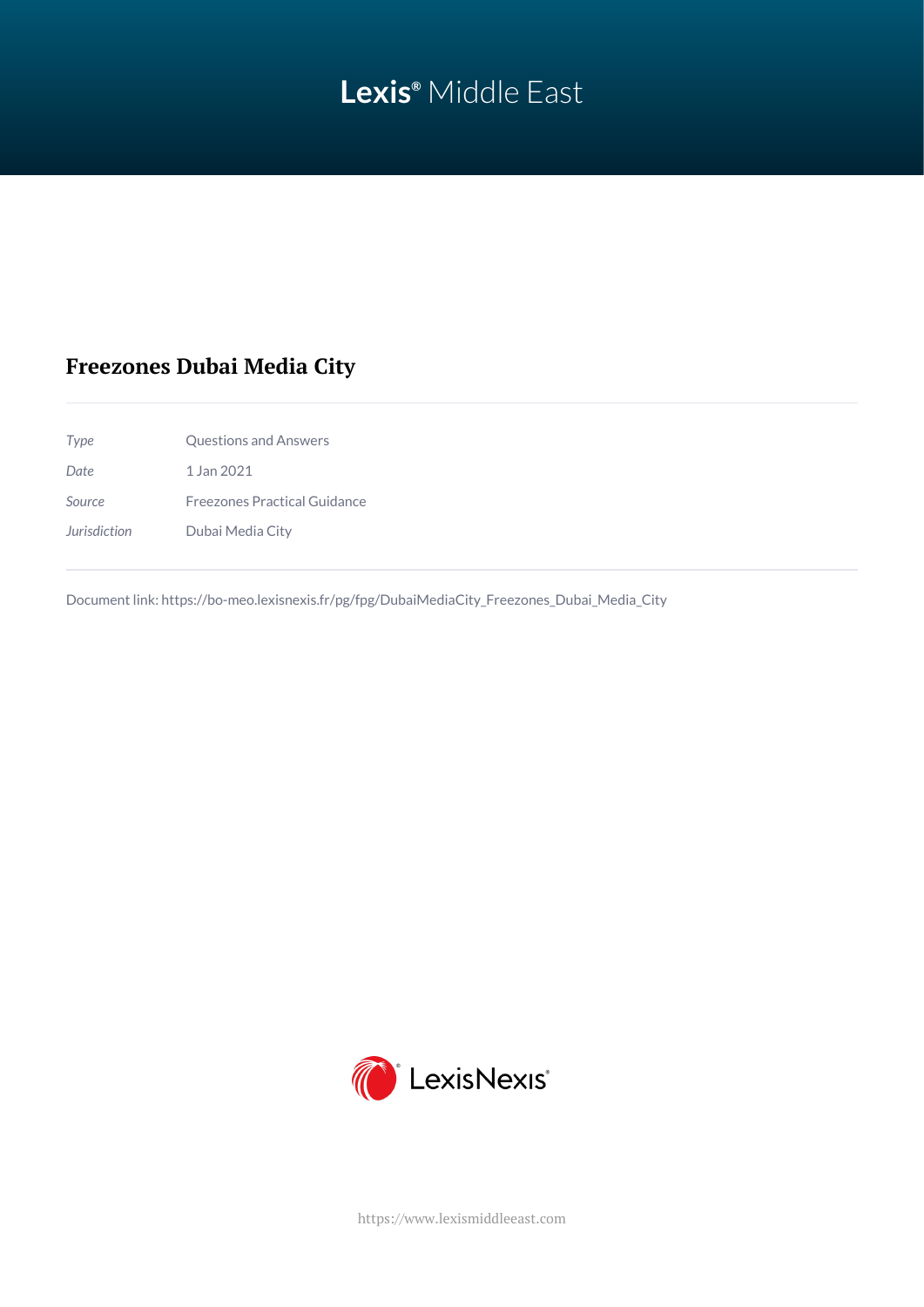Lexis® Middle East

# Freezones Dubai Media City

| | |
|---|---|
| *Type* | Questions and Answers |
| *Date* | 1 Jan 2021 |
| *Source* | Freezones Practical Guidance |
| *Jurisdiction* | Dubai Media City |

Document link: https://bo-meo.lexisnexis.fr/pg/fpg/DubaiMediaCity_Freezones_Dubai_Media_City

LexisNexis®

https://www.lexismiddleeast.com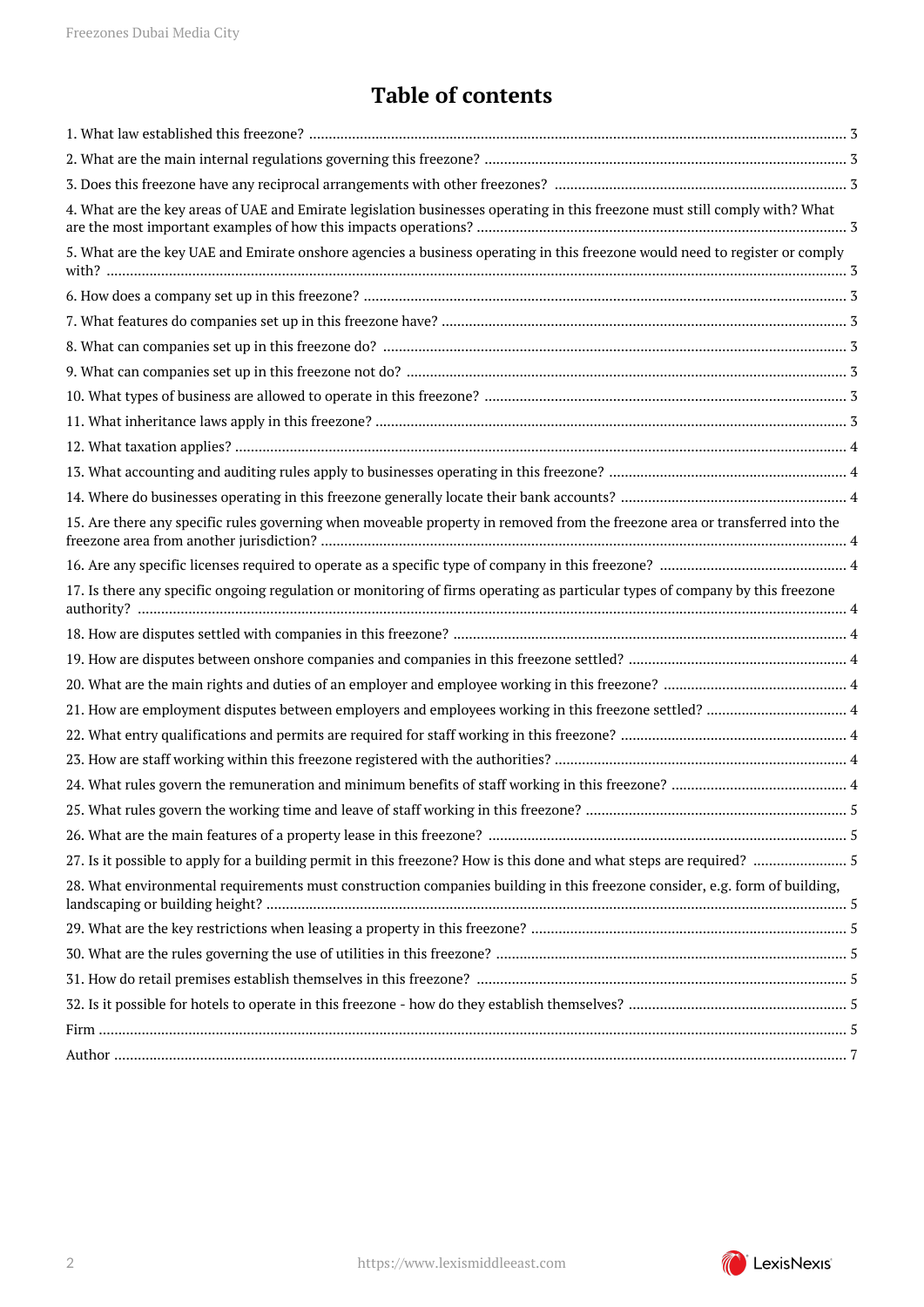# Table of contents

1. What law established this freezone? ........ 3
2. What are the main internal regulations governing this freezone? ........ 3
3. Does this freezone have any reciprocal arrangements with other freezones? ........ 3
4. What are the key areas of UAE and Emirate legislation businesses operating in this freezone must still comply with? What are the most important examples of how this impacts operations? ........ 3
5. What are the key UAE and Emirate onshore agencies a business operating in this freezone would need to register or comply with? ........ 3
6. How does a company set up in this freezone? ........ 3
7. What features do companies set up in this freezone have? ........ 3
8. What can companies set up in this freezone do? ........ 3
9. What can companies set up in this freezone not do? ........ 3
10. What types of business are allowed to operate in this freezone? ........ 3
11. What inheritance laws apply in this freezone? ........ 3
12. What taxation applies? ........ 4
13. What accounting and auditing rules apply to businesses operating in this freezone? ........ 4
14. Where do businesses operating in this freezone generally locate their bank accounts? ........ 4
15. Are there any specific rules governing when moveable property in removed from the freezone area or transferred into the freezone area from another jurisdiction? ........ 4
16. Are any specific licenses required to operate as a specific type of company in this freezone? ........ 4
17. Is there any specific ongoing regulation or monitoring of firms operating as particular types of company by this freezone authority? ........ 4
18. How are disputes settled with companies in this freezone? ........ 4
19. How are disputes between onshore companies and companies in this freezone settled? ........ 4
20. What are the main rights and duties of an employer and employee working in this freezone? ........ 4
21. How are employment disputes between employers and employees working in this freezone settled? ........ 4
22. What entry qualifications and permits are required for staff working in this freezone? ........ 4
23. How are staff working within this freezone registered with the authorities? ........ 4
24. What rules govern the remuneration and minimum benefits of staff working in this freezone? ........ 4
25. What rules govern the working time and leave of staff working in this freezone? ........ 5
26. What are the main features of a property lease in this freezone? ........ 5
27. Is it possible to apply for a building permit in this freezone? How is this done and what steps are required? ........ 5
28. What environmental requirements must construction companies building in this freezone consider, e.g. form of building, landscaping or building height? ........ 5
29. What are the key restrictions when leasing a property in this freezone? ........ 5
30. What are the rules governing the use of utilities in this freezone? ........ 5
31. How do retail premises establish themselves in this freezone? ........ 5
32. Is it possible for hotels to operate in this freezone - how do they establish themselves? ........ 5

Firm ........ 5

Author ........ 7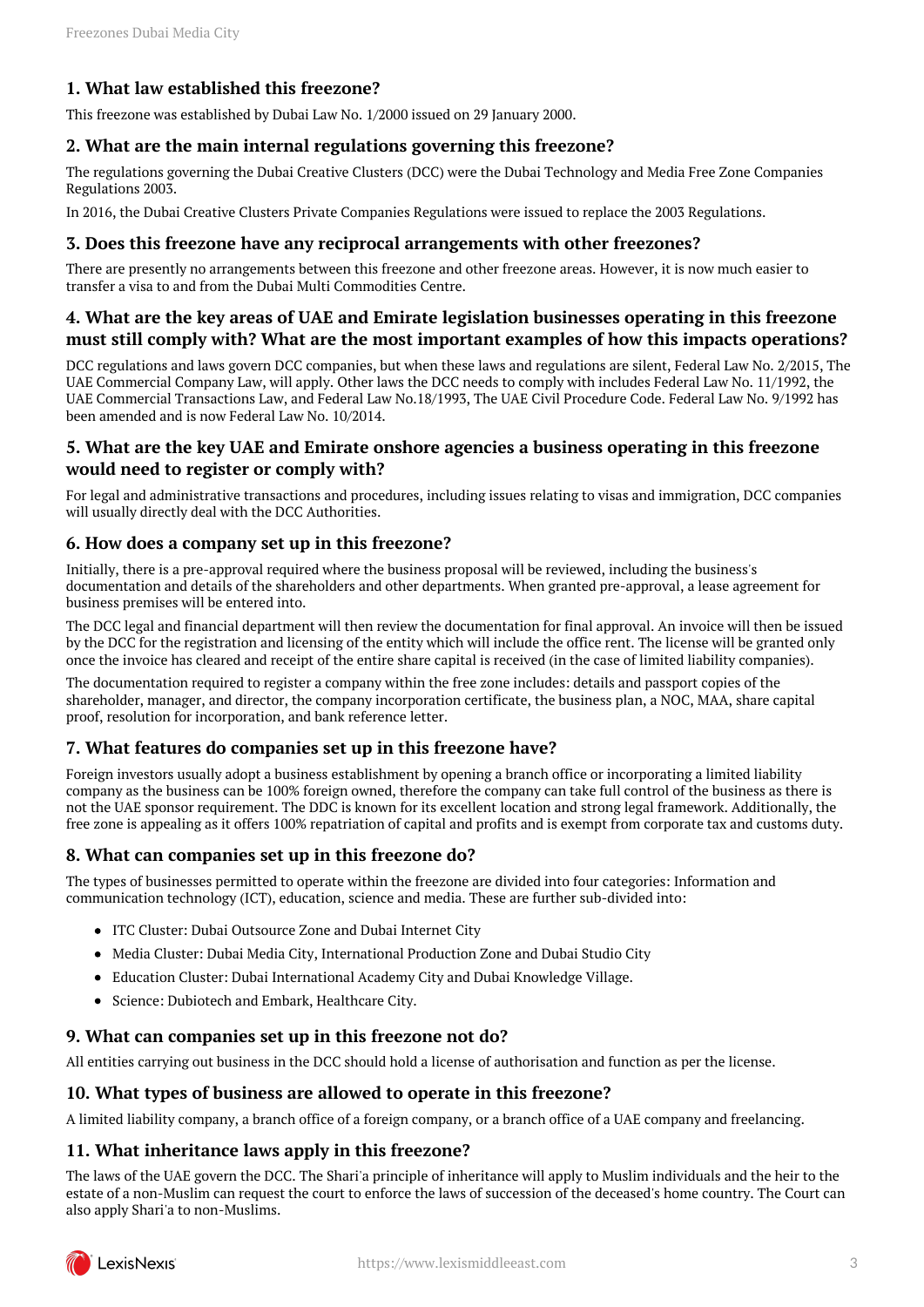### 1. What law established this freezone?

This freezone was established by Dubai Law No. 1/2000 issued on 29 January 2000.

### 2. What are the main internal regulations governing this freezone?

The regulations governing the Dubai Creative Clusters (DCC) were the Dubai Technology and Media Free Zone Companies Regulations 2003.

In 2016, the Dubai Creative Clusters Private Companies Regulations were issued to replace the 2003 Regulations.

### 3. Does this freezone have any reciprocal arrangements with other freezones?

There are presently no arrangements between this freezone and other freezone areas. However, it is now much easier to transfer a visa to and from the Dubai Multi Commodities Centre.

### 4. What are the key areas of UAE and Emirate legislation businesses operating in this freezone must still comply with? What are the most important examples of how this impacts operations?

DCC regulations and laws govern DCC companies, but when these laws and regulations are silent, Federal Law No. 2/2015, The UAE Commercial Company Law, will apply. Other laws the DCC needs to comply with includes Federal Law No. 11/1992, the UAE Commercial Transactions Law, and Federal Law No.18/1993, The UAE Civil Procedure Code. Federal Law No. 9/1992 has been amended and is now Federal Law No. 10/2014.

### 5. What are the key UAE and Emirate onshore agencies a business operating in this freezone would need to register or comply with?

For legal and administrative transactions and procedures, including issues relating to visas and immigration, DCC companies will usually directly deal with the DCC Authorities.

### 6. How does a company set up in this freezone?

Initially, there is a pre-approval required where the business proposal will be reviewed, including the business's documentation and details of the shareholders and other departments. When granted pre-approval, a lease agreement for business premises will be entered into.

The DCC legal and financial department will then review the documentation for final approval. An invoice will then be issued by the DCC for the registration and licensing of the entity which will include the office rent. The license will be granted only once the invoice has cleared and receipt of the entire share capital is received (in the case of limited liability companies).

The documentation required to register a company within the free zone includes: details and passport copies of the shareholder, manager, and director, the company incorporation certificate, the business plan, a NOC, MAA, share capital proof, resolution for incorporation, and bank reference letter.

### 7. What features do companies set up in this freezone have?

Foreign investors usually adopt a business establishment by opening a branch office or incorporating a limited liability company as the business can be 100% foreign owned, therefore the company can take full control of the business as there is not the UAE sponsor requirement. The DDC is known for its excellent location and strong legal framework. Additionally, the free zone is appealing as it offers 100% repatriation of capital and profits and is exempt from corporate tax and customs duty.

### 8. What can companies set up in this freezone do?

The types of businesses permitted to operate within the freezone are divided into four categories: Information and communication technology (ICT), education, science and media. These are further sub-divided into:

- ITC Cluster: Dubai Outsource Zone and Dubai Internet City
- Media Cluster: Dubai Media City, International Production Zone and Dubai Studio City
- Education Cluster: Dubai International Academy City and Dubai Knowledge Village.
- Science: Dubiotech and Embark, Healthcare City.

### 9. What can companies set up in this freezone not do?

All entities carrying out business in the DCC should hold a license of authorisation and function as per the license.

### 10. What types of business are allowed to operate in this freezone?

A limited liability company, a branch office of a foreign company, or a branch office of a UAE company and freelancing.

### 11. What inheritance laws apply in this freezone?

The laws of the UAE govern the DCC. The Shari'a principle of inheritance will apply to Muslim individuals and the heir to the estate of a non-Muslim can request the court to enforce the laws of succession of the deceased's home country. The Court can also apply Shari'a to non-Muslims.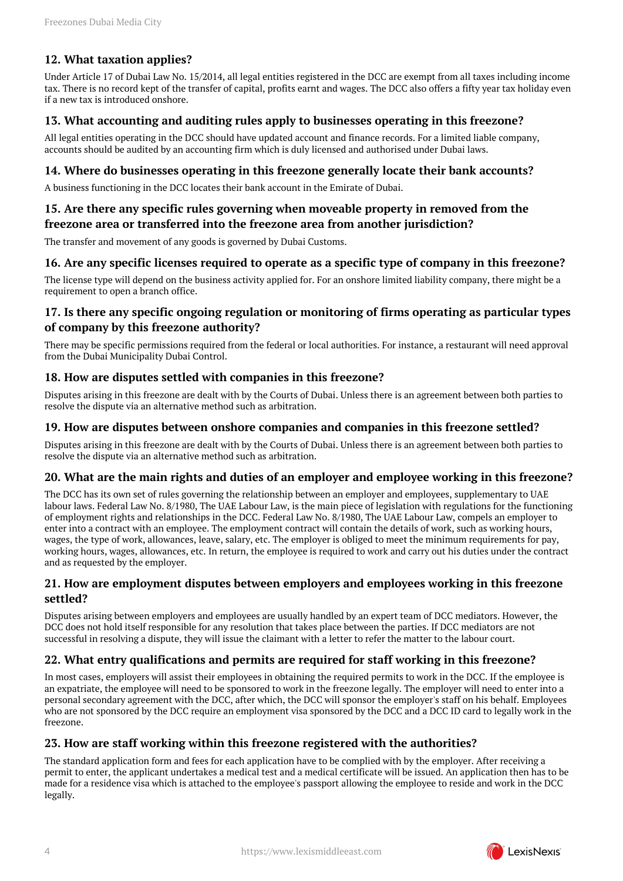## 12. What taxation applies?

Under Article 17 of Dubai Law No. 15/2014, all legal entities registered in the DCC are exempt from all taxes including income tax. There is no record kept of the transfer of capital, profits earnt and wages. The DCC also offers a fifty year tax holiday even if a new tax is introduced onshore.

## 13. What accounting and auditing rules apply to businesses operating in this freezone?

All legal entities operating in the DCC should have updated account and finance records. For a limited liable company, accounts should be audited by an accounting firm which is duly licensed and authorised under Dubai laws.

## 14. Where do businesses operating in this freezone generally locate their bank accounts?

A business functioning in the DCC locates their bank account in the Emirate of Dubai.

## 15. Are there any specific rules governing when moveable property in removed from the freezone area or transferred into the freezone area from another jurisdiction?

The transfer and movement of any goods is governed by Dubai Customs.

## 16. Are any specific licenses required to operate as a specific type of company in this freezone?

The license type will depend on the business activity applied for. For an onshore limited liability company, there might be a requirement to open a branch office.

## 17. Is there any specific ongoing regulation or monitoring of firms operating as particular types of company by this freezone authority?

There may be specific permissions required from the federal or local authorities. For instance, a restaurant will need approval from the Dubai Municipality Dubai Control.

## 18. How are disputes settled with companies in this freezone?

Disputes arising in this freezone are dealt with by the Courts of Dubai. Unless there is an agreement between both parties to resolve the dispute via an alternative method such as arbitration.

## 19. How are disputes between onshore companies and companies in this freezone settled?

Disputes arising in this freezone are dealt with by the Courts of Dubai. Unless there is an agreement between both parties to resolve the dispute via an alternative method such as arbitration.

## 20. What are the main rights and duties of an employer and employee working in this freezone?

The DCC has its own set of rules governing the relationship between an employer and employees, supplementary to UAE labour laws. Federal Law No. 8/1980, The UAE Labour Law, is the main piece of legislation with regulations for the functioning of employment rights and relationships in the DCC. Federal Law No. 8/1980, The UAE Labour Law, compels an employer to enter into a contract with an employee. The employment contract will contain the details of work, such as working hours, wages, the type of work, allowances, leave, salary, etc. The employer is obliged to meet the minimum requirements for pay, working hours, wages, allowances, etc. In return, the employee is required to work and carry out his duties under the contract and as requested by the employer.

## 21. How are employment disputes between employers and employees working in this freezone settled?

Disputes arising between employers and employees are usually handled by an expert team of DCC mediators. However, the DCC does not hold itself responsible for any resolution that takes place between the parties. If DCC mediators are not successful in resolving a dispute, they will issue the claimant with a letter to refer the matter to the labour court.

## 22. What entry qualifications and permits are required for staff working in this freezone?

In most cases, employers will assist their employees in obtaining the required permits to work in the DCC. If the employee is an expatriate, the employee will need to be sponsored to work in the freezone legally. The employer will need to enter into a personal secondary agreement with the DCC, after which, the DCC will sponsor the employer's staff on his behalf. Employees who are not sponsored by the DCC require an employment visa sponsored by the DCC and a DCC ID card to legally work in the freezone.

## 23. How are staff working within this freezone registered with the authorities?

The standard application form and fees for each application have to be complied with by the employer. After receiving a permit to enter, the applicant undertakes a medical test and a medical certificate will be issued. An application then has to be made for a residence visa which is attached to the employee's passport allowing the employee to reside and work in the DCC legally.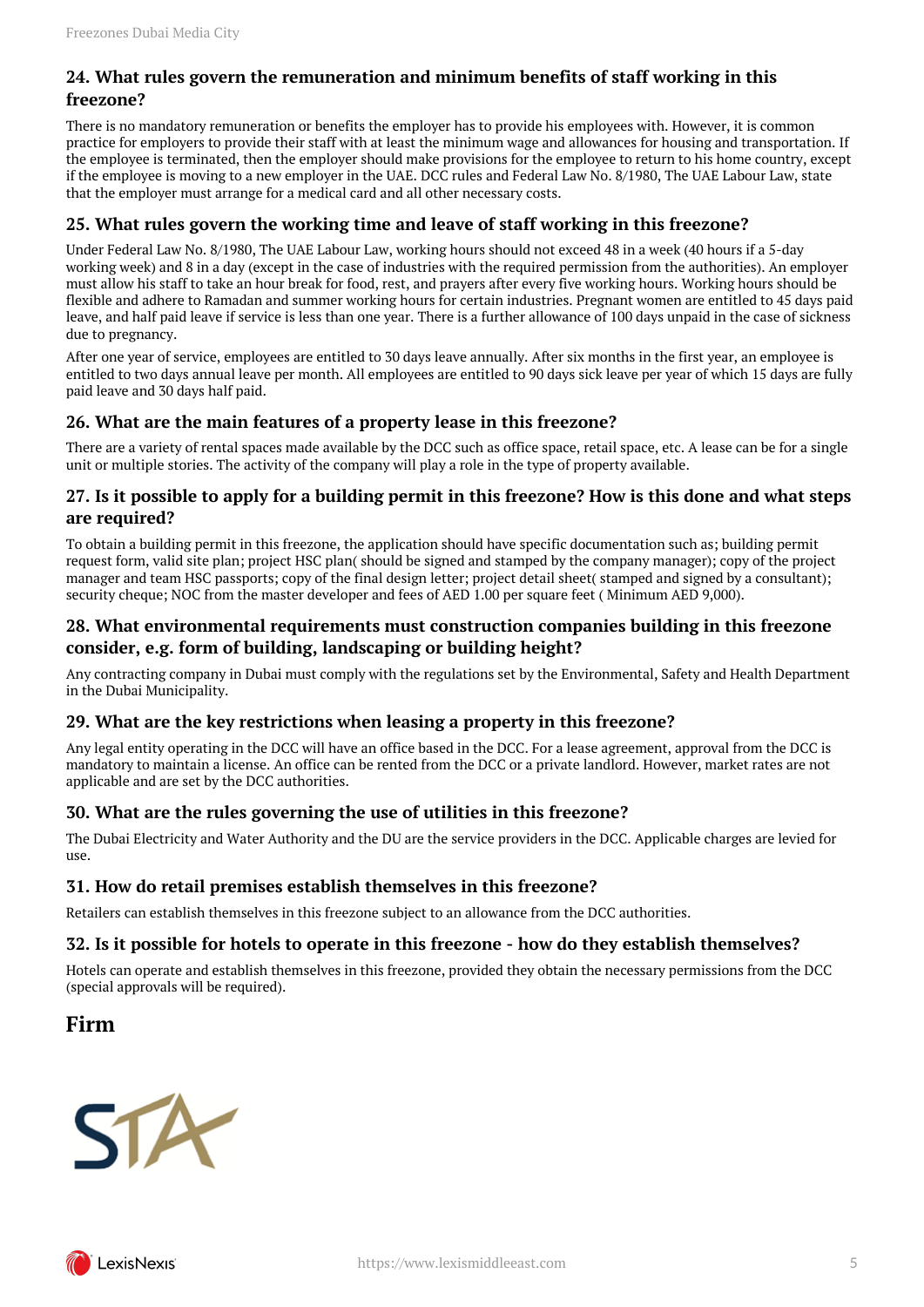### 24. What rules govern the remuneration and minimum benefits of staff working in this freezone?

There is no mandatory remuneration or benefits the employer has to provide his employees with. However, it is common practice for employers to provide their staff with at least the minimum wage and allowances for housing and transportation. If the employee is terminated, then the employer should make provisions for the employee to return to his home country, except if the employee is moving to a new employer in the UAE. DCC rules and Federal Law No. 8/1980, The UAE Labour Law, state that the employer must arrange for a medical card and all other necessary costs.

### 25. What rules govern the working time and leave of staff working in this freezone?

Under Federal Law No. 8/1980, The UAE Labour Law, working hours should not exceed 48 in a week (40 hours if a 5-day working week) and 8 in a day (except in the case of industries with the required permission from the authorities). An employer must allow his staff to take an hour break for food, rest, and prayers after every five working hours. Working hours should be flexible and adhere to Ramadan and summer working hours for certain industries. Pregnant women are entitled to 45 days paid leave, and half paid leave if service is less than one year. There is a further allowance of 100 days unpaid in the case of sickness due to pregnancy.

After one year of service, employees are entitled to 30 days leave annually. After six months in the first year, an employee is entitled to two days annual leave per month. All employees are entitled to 90 days sick leave per year of which 15 days are fully paid leave and 30 days half paid.

### 26. What are the main features of a property lease in this freezone?

There are a variety of rental spaces made available by the DCC such as office space, retail space, etc. A lease can be for a single unit or multiple stories. The activity of the company will play a role in the type of property available.

### 27. Is it possible to apply for a building permit in this freezone? How is this done and what steps are required?

To obtain a building permit in this freezone, the application should have specific documentation such as; building permit request form, valid site plan; project HSC plan( should be signed and stamped by the company manager); copy of the project manager and team HSC passports; copy of the final design letter; project detail sheet( stamped and signed by a consultant); security cheque; NOC from the master developer and fees of AED 1.00 per square feet ( Minimum AED 9,000).

### 28. What environmental requirements must construction companies building in this freezone consider, e.g. form of building, landscaping or building height?

Any contracting company in Dubai must comply with the regulations set by the Environmental, Safety and Health Department in the Dubai Municipality.

### 29. What are the key restrictions when leasing a property in this freezone?

Any legal entity operating in the DCC will have an office based in the DCC. For a lease agreement, approval from the DCC is mandatory to maintain a license. An office can be rented from the DCC or a private landlord. However, market rates are not applicable and are set by the DCC authorities.

### 30. What are the rules governing the use of utilities in this freezone?

The Dubai Electricity and Water Authority and the DU are the service providers in the DCC. Applicable charges are levied for use.

### 31. How do retail premises establish themselves in this freezone?

Retailers can establish themselves in this freezone subject to an allowance from the DCC authorities.

### 32. Is it possible for hotels to operate in this freezone - how do they establish themselves?

Hotels can operate and establish themselves in this freezone, provided they obtain the necessary permissions from the DCC (special approvals will be required).

## Firm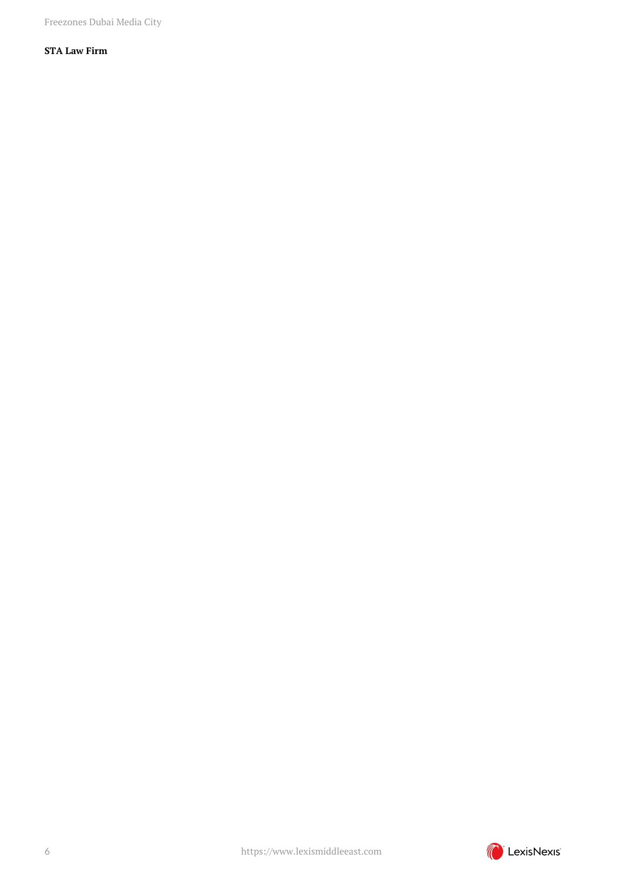**STA Law Firm**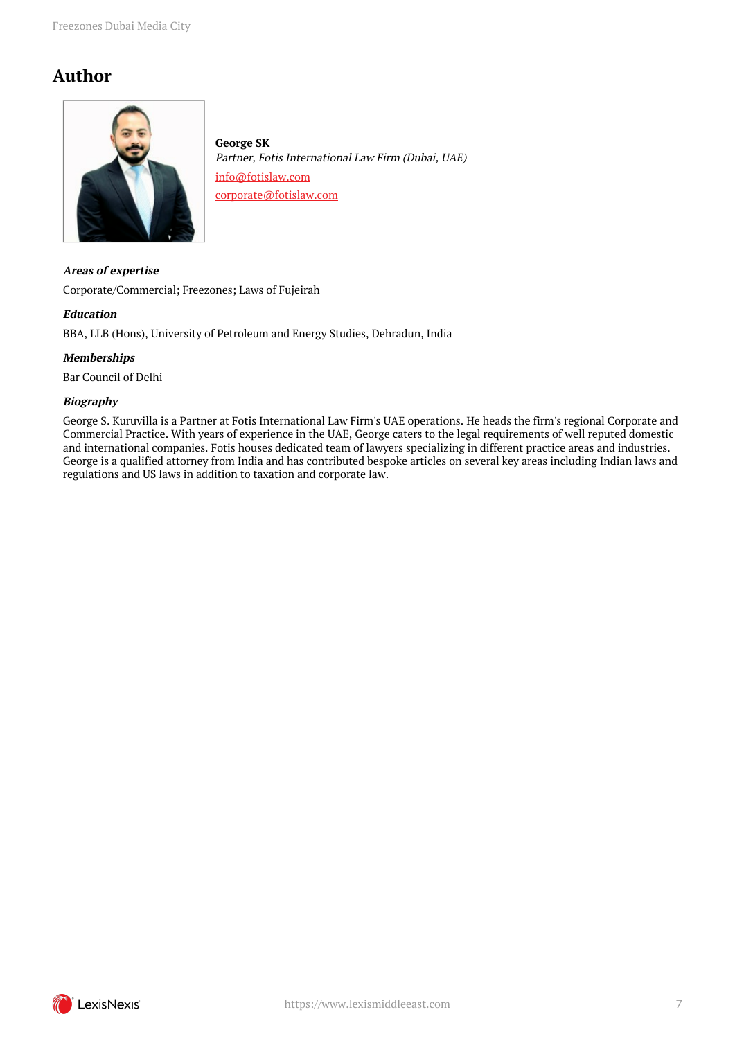# Author

**George SK**
*Partner, Fotis International Law Firm (Dubai, UAE)*
info@fotislaw.com
corporate@fotislaw.com

***Areas of expertise***

Corporate/Commercial; Freezones; Laws of Fujeirah

***Education***

BBA, LLB (Hons), University of Petroleum and Energy Studies, Dehradun, India

***Memberships***

Bar Council of Delhi

***Biography***

George S. Kuruvilla is a Partner at Fotis International Law Firm's UAE operations. He heads the firm's regional Corporate and Commercial Practice. With years of experience in the UAE, George caters to the legal requirements of well reputed domestic and international companies. Fotis houses dedicated team of lawyers specializing in different practice areas and industries. George is a qualified attorney from India and has contributed bespoke articles on several key areas including Indian laws and regulations and US laws in addition to taxation and corporate law.